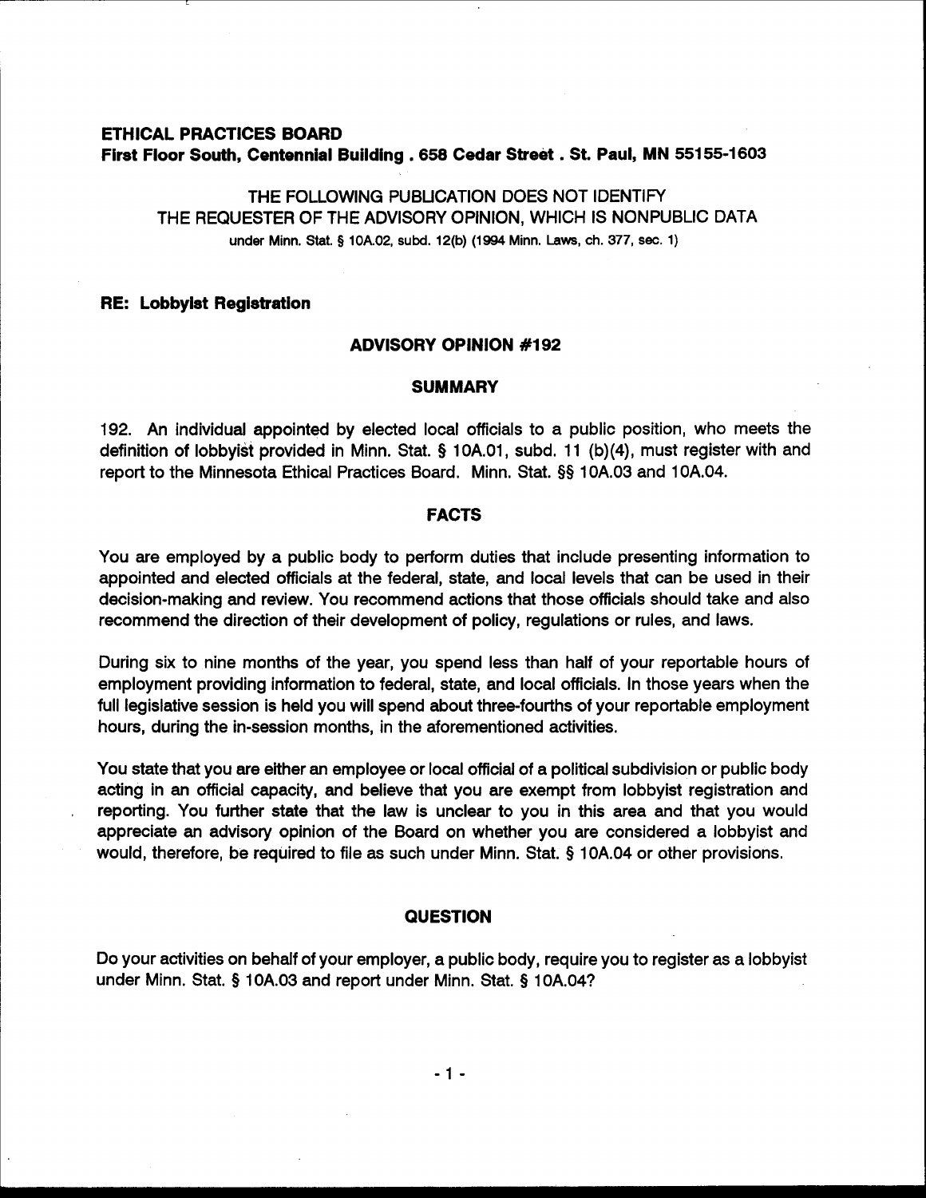**ETHICAL PRACTICES BOARD**
**First Floor South, Centennial Building . 658 Cedar Street . St. Paul, MN 55155-1603**

THE FOLLOWING PUBLICATION DOES NOT IDENTIFY
THE REQUESTER OF THE ADVISORY OPINION, WHICH IS NONPUBLIC DATA
under Minn. Stat. § 10A.02, subd. 12(b) (1994 Minn. Laws, ch. 377, sec. 1)

**RE: Lobbyist Registration**

## ADVISORY OPINION #192

### SUMMARY

192. An individual appointed by elected local officials to a public position, who meets the definition of lobbyist provided in Minn. Stat. § 10A.01, subd. 11 (b)(4), must register with and report to the Minnesota Ethical Practices Board. Minn. Stat. §§ 10A.03 and 10A.04.

### FACTS

You are employed by a public body to perform duties that include presenting information to appointed and elected officials at the federal, state, and local levels that can be used in their decision-making and review. You recommend actions that those officials should take and also recommend the direction of their development of policy, regulations or rules, and laws.

During six to nine months of the year, you spend less than half of your reportable hours of employment providing information to federal, state, and local officials. In those years when the full legislative session is held you will spend about three-fourths of your reportable employment hours, during the in-session months, in the aforementioned activities.

You state that you are either an employee or local official of a political subdivision or public body acting in an official capacity, and believe that you are exempt from lobbyist registration and reporting. You further state that the law is unclear to you in this area and that you would appreciate an advisory opinion of the Board on whether you are considered a lobbyist and would, therefore, be required to file as such under Minn. Stat. § 10A.04 or other provisions.

### QUESTION

Do your activities on behalf of your employer, a public body, require you to register as a lobbyist under Minn. Stat. § 10A.03 and report under Minn. Stat. § 10A.04?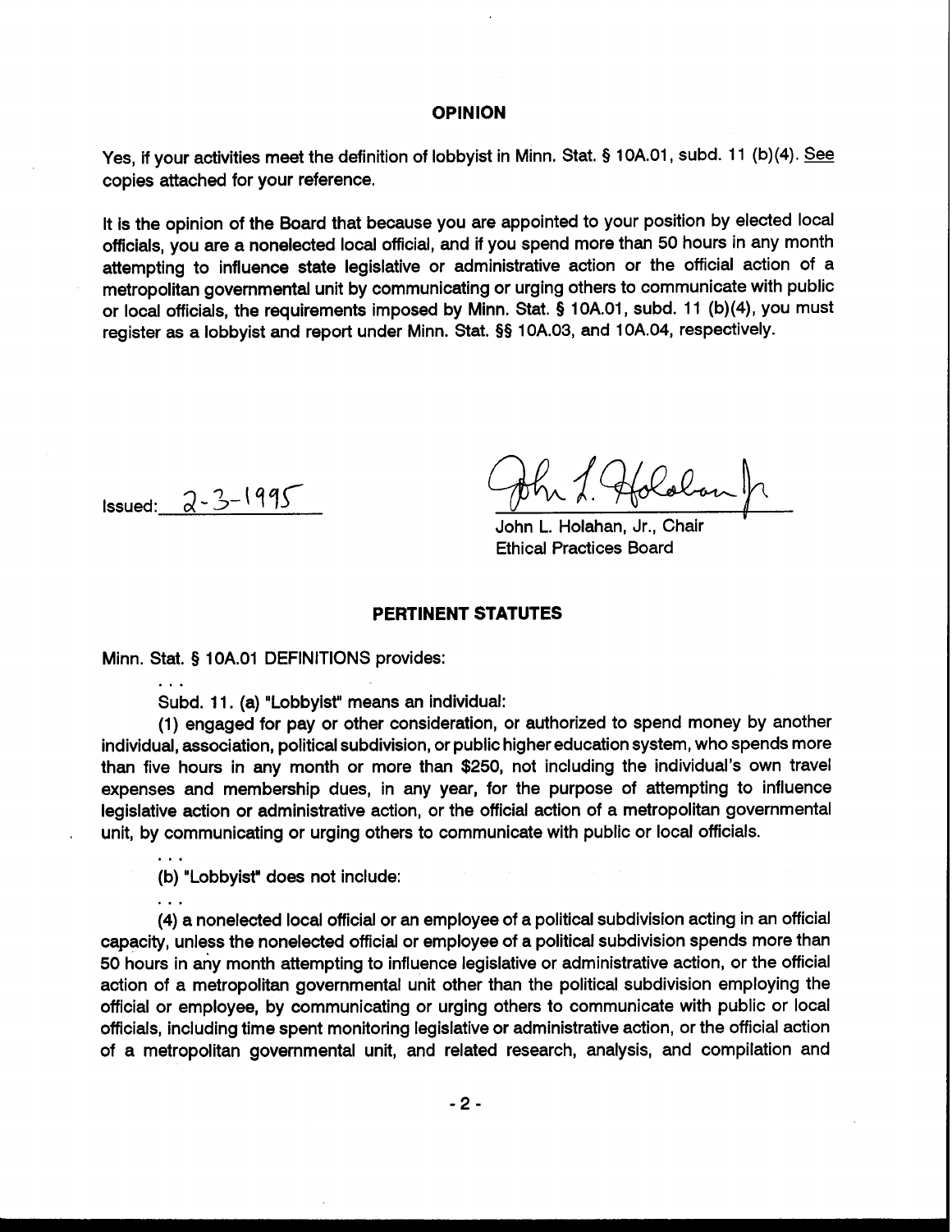## OPINION

Yes, if your activities meet the definition of lobbyist in Minn. Stat. § 10A.01, subd. 11 (b)(4). See copies attached for your reference.

It is the opinion of the Board that because you are appointed to your position by elected local officials, you are a nonelected local official, and if you spend more than 50 hours in any month attempting to influence state legislative or administrative action or the official action of a metropolitan governmental unit by communicating or urging others to communicate with public or local officials, the requirements imposed by Minn. Stat. § 10A.01, subd. 11 (b)(4), you must register as a lobbyist and report under Minn. Stat. §§ 10A.03, and 10A.04, respectively.

Issued: 2-3-1995

John L. Holahan, Jr., Chair
Ethical Practices Board

## PERTINENT STATUTES

Minn. Stat. § 10A.01 DEFINITIONS provides:

. . .

Subd. 11. (a) "Lobbyist" means an individual:

(1) engaged for pay or other consideration, or authorized to spend money by another individual, association, political subdivision, or public higher education system, who spends more than five hours in any month or more than $250, not including the individual's own travel expenses and membership dues, in any year, for the purpose of attempting to influence legislative action or administrative action, or the official action of a metropolitan governmental unit, by communicating or urging others to communicate with public or local officials.

. . .

(b) "Lobbyist" does not include:

. . .

(4) a nonelected local official or an employee of a political subdivision acting in an official capacity, unless the nonelected official or employee of a political subdivision spends more than 50 hours in any month attempting to influence legislative or administrative action, or the official action of a metropolitan governmental unit other than the political subdivision employing the official or employee, by communicating or urging others to communicate with public or local officials, including time spent monitoring legislative or administrative action, or the official action of a metropolitan governmental unit, and related research, analysis, and compilation and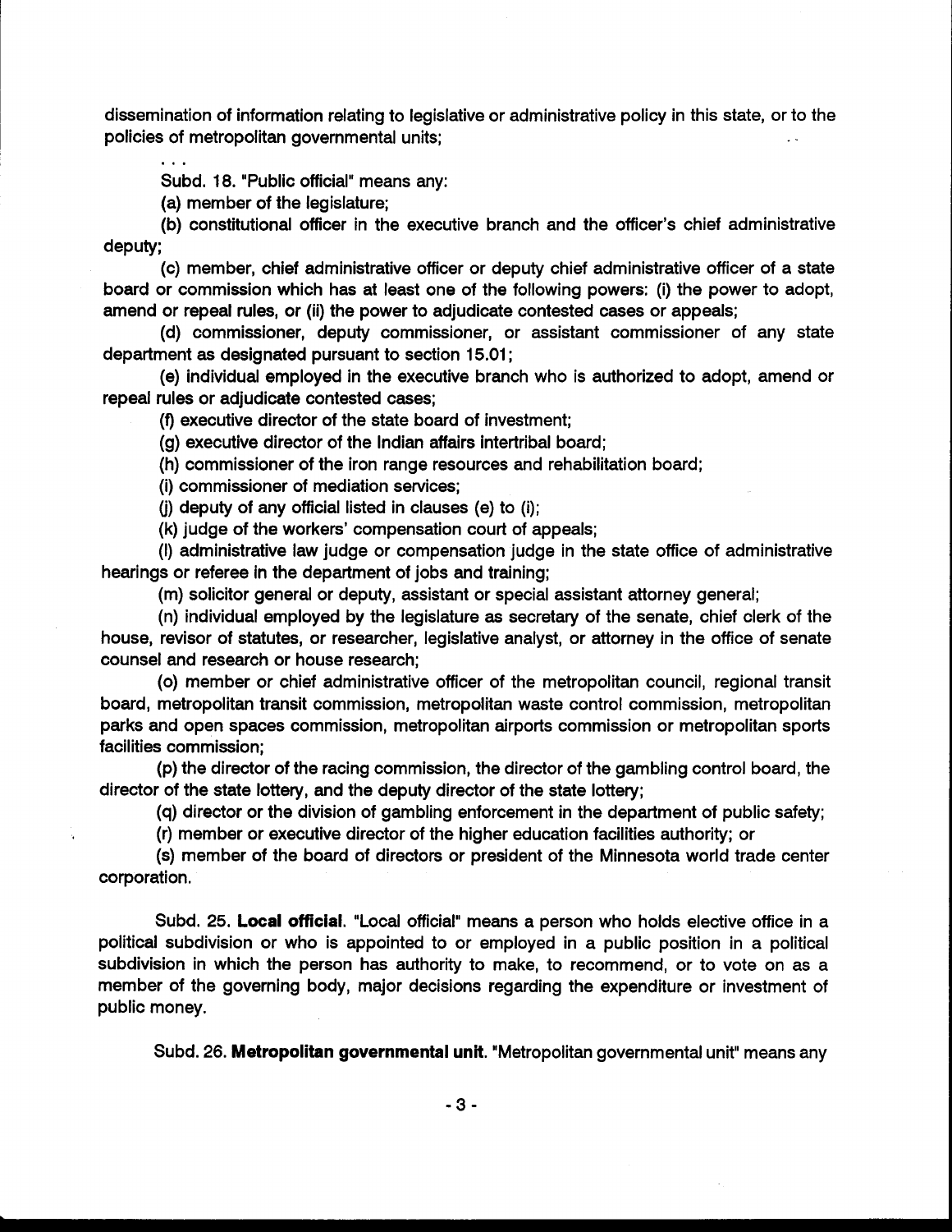dissemination of information relating to legislative or administrative policy in this state, or to the policies of metropolitan governmental units;

. . .

Subd. 18. "Public official" means any:

(a) member of the legislature;

(b) constitutional officer in the executive branch and the officer's chief administrative deputy;

(c) member, chief administrative officer or deputy chief administrative officer of a state board or commission which has at least one of the following powers: (i) the power to adopt, amend or repeal rules, or (ii) the power to adjudicate contested cases or appeals;

(d) commissioner, deputy commissioner, or assistant commissioner of any state department as designated pursuant to section 15.01;

(e) individual employed in the executive branch who is authorized to adopt, amend or repeal rules or adjudicate contested cases;

(f) executive director of the state board of investment;

(g) executive director of the Indian affairs intertribal board;

(h) commissioner of the iron range resources and rehabilitation board;

(i) commissioner of mediation services;

(j) deputy of any official listed in clauses (e) to (i);

(k) judge of the workers' compensation court of appeals;

(l) administrative law judge or compensation judge in the state office of administrative hearings or referee in the department of jobs and training;

(m) solicitor general or deputy, assistant or special assistant attorney general;

(n) individual employed by the legislature as secretary of the senate, chief clerk of the house, revisor of statutes, or researcher, legislative analyst, or attorney in the office of senate counsel and research or house research;

(o) member or chief administrative officer of the metropolitan council, regional transit board, metropolitan transit commission, metropolitan waste control commission, metropolitan parks and open spaces commission, metropolitan airports commission or metropolitan sports facilities commission;

(p) the director of the racing commission, the director of the gambling control board, the director of the state lottery, and the deputy director of the state lottery;

(q) director or the division of gambling enforcement in the department of public safety;

(r) member or executive director of the higher education facilities authority; or

(s) member of the board of directors or president of the Minnesota world trade center corporation.

Subd. 25. **Local official**. "Local official" means a person who holds elective office in a political subdivision or who is appointed to or employed in a public position in a political subdivision in which the person has authority to make, to recommend, or to vote on as a member of the governing body, major decisions regarding the expenditure or investment of public money.

Subd. 26. **Metropolitan governmental unit**. "Metropolitan governmental unit" means any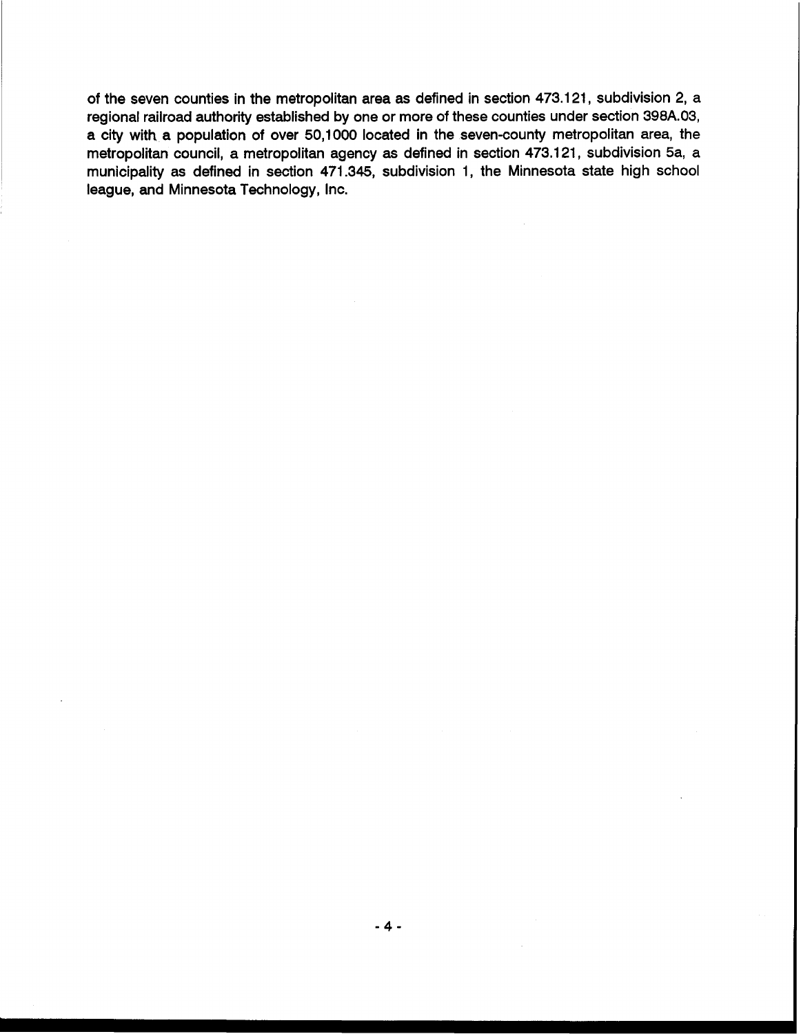of the seven counties in the metropolitan area as defined in section 473.121, subdivision 2, a regional railroad authority established by one or more of these counties under section 398A.03, a city with a population of over 50,1000 located in the seven-county metropolitan area, the metropolitan council, a metropolitan agency as defined in section 473.121, subdivision 5a, a municipality as defined in section 471.345, subdivision 1, the Minnesota state high school league, and Minnesota Technology, Inc.